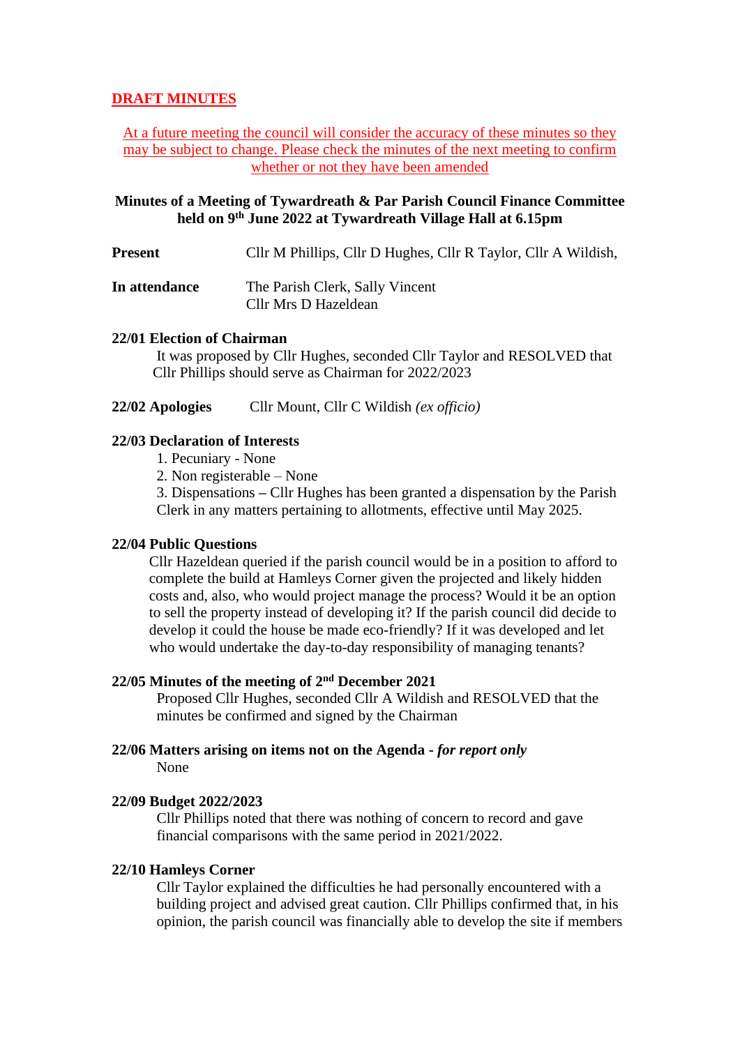**DRAFT MINUTES**

At a future meeting the council will consider the accuracy of these minutes so they may be subject to change. Please check the minutes of the next meeting to confirm whether or not they have been amended

**Minutes of a Meeting of Tywardreath & Par Parish Council Finance Committee held on 9th June 2022 at Tywardreath Village Hall at 6.15pm**

**Present** Cllr M Phillips, Cllr D Hughes, Cllr R Taylor, Cllr A Wildish,

**In attendance** The Parish Clerk, Sally Vincent
Cllr Mrs D Hazeldean

**22/01 Election of Chairman**

It was proposed by Cllr Hughes, seconded Cllr Taylor and RESOLVED that Cllr Phillips should serve as Chairman for 2022/2023

**22/02 Apologies** Cllr Mount, Cllr C Wildish *(ex officio)*

**22/03 Declaration of Interests**

1. Pecuniary - None
2. Non registerable – None
3. Dispensations – Cllr Hughes has been granted a dispensation by the Parish Clerk in any matters pertaining to allotments, effective until May 2025.

**22/04 Public Questions**

Cllr Hazeldean queried if the parish council would be in a position to afford to complete the build at Hamleys Corner given the projected and likely hidden costs and, also, who would project manage the process? Would it be an option to sell the property instead of developing it? If the parish council did decide to develop it could the house be made eco-friendly? If it was developed and let who would undertake the day-to-day responsibility of managing tenants?

**22/05 Minutes of the meeting of 2nd December 2021**

Proposed Cllr Hughes, seconded Cllr A Wildish and RESOLVED that the minutes be confirmed and signed by the Chairman

**22/06 Matters arising on items not on the Agenda -** ***for report only***

None

**22/09 Budget 2022/2023**

Cllr Phillips noted that there was nothing of concern to record and gave financial comparisons with the same period in 2021/2022.

**22/10 Hamleys Corner**

Cllr Taylor explained the difficulties he had personally encountered with a building project and advised great caution. Cllr Phillips confirmed that, in his opinion, the parish council was financially able to develop the site if members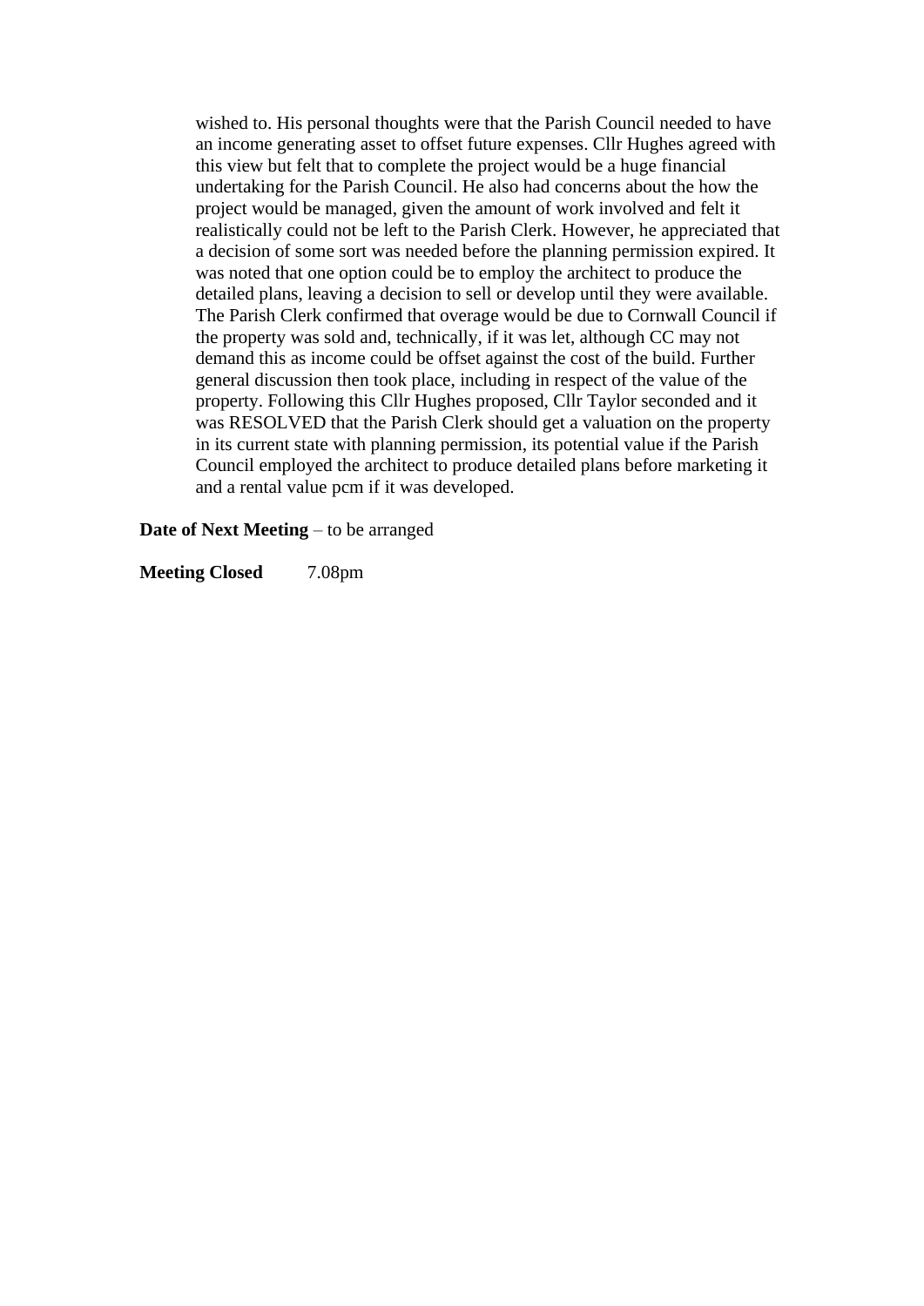wished to. His personal thoughts were that the Parish Council needed to have an income generating asset to offset future expenses. Cllr Hughes agreed with this view but felt that to complete the project would be a huge financial undertaking for the Parish Council. He also had concerns about the how the project would be managed, given the amount of work involved and felt it realistically could not be left to the Parish Clerk. However, he appreciated that a decision of some sort was needed before the planning permission expired. It was noted that one option could be to employ the architect to produce the detailed plans, leaving a decision to sell or develop until they were available. The Parish Clerk confirmed that overage would be due to Cornwall Council if the property was sold and, technically, if it was let, although CC may not demand this as income could be offset against the cost of the build. Further general discussion then took place, including in respect of the value of the property. Following this Cllr Hughes proposed, Cllr Taylor seconded and it was RESOLVED that the Parish Clerk should get a valuation on the property in its current state with planning permission, its potential value if the Parish Council employed the architect to produce detailed plans before marketing it and a rental value pcm if it was developed.

**Date of Next Meeting** – to be arranged

**Meeting Closed** 7.08pm